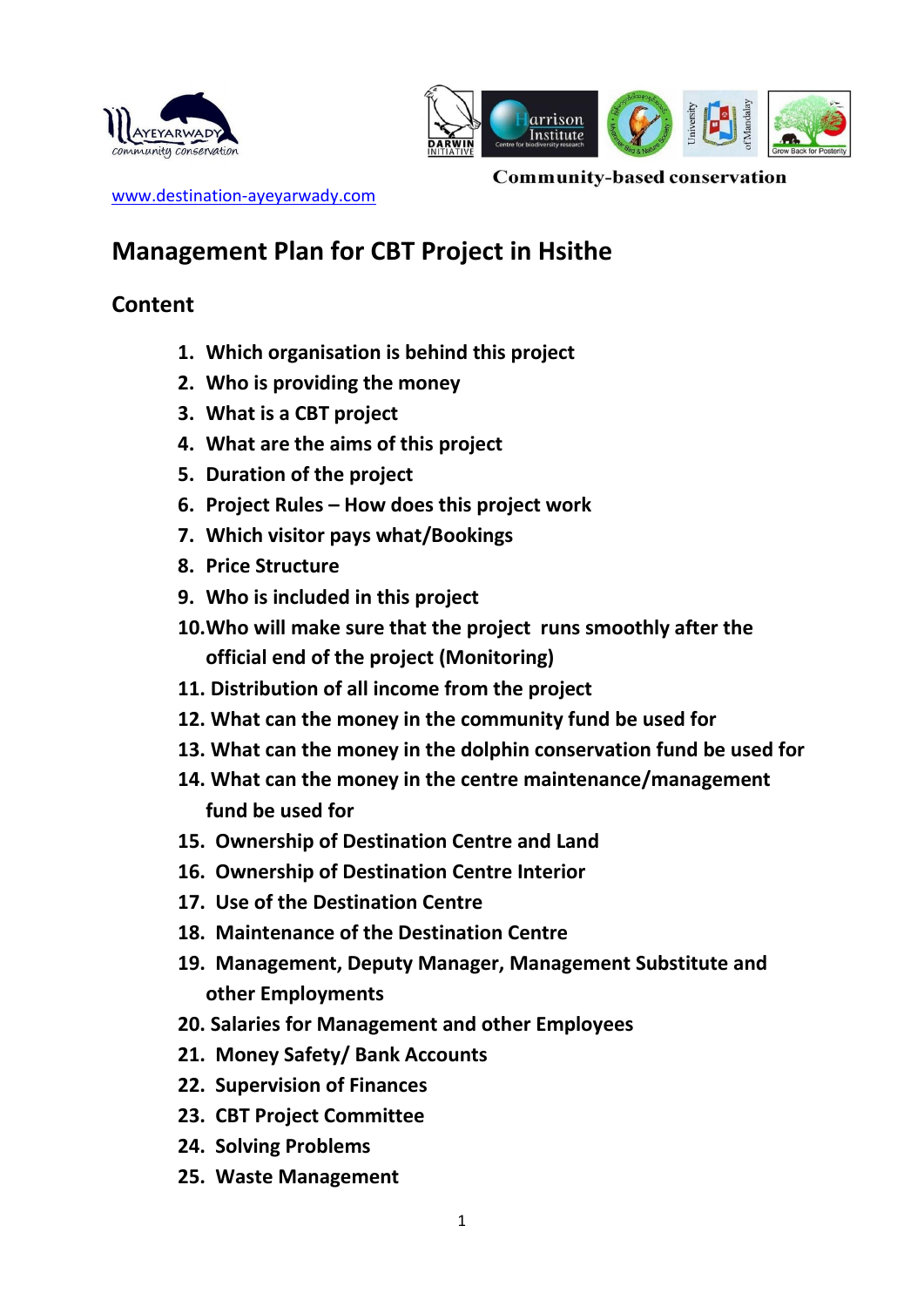www.destination-ayeyarwady.com

Community-based conservation

# Management Plan for CBT Project in Hsithe

## Content

1. Which organisation is behind this project
2. Who is providing the money
3. What is a CBT project
4. What are the aims of this project
5. Duration of the project
6. Project Rules – How does this project work
7. Which visitor pays what/Bookings
8. Price Structure
9. Who is included in this project
10. Who will make sure that the project runs smoothly after the official end of the project (Monitoring)
11. Distribution of all income from the project
12. What can the money in the community fund be used for
13. What can the money in the dolphin conservation fund be used for
14. What can the money in the centre maintenance/management fund be used for
15. Ownership of Destination Centre and Land
16. Ownership of Destination Centre Interior
17. Use of the Destination Centre
18. Maintenance of the Destination Centre
19. Management, Deputy Manager, Management Substitute and other Employments
20. Salaries for Management and other Employees
21. Money Safety/ Bank Accounts
22. Supervision of Finances
23. CBT Project Committee
24. Solving Problems
25. Waste Management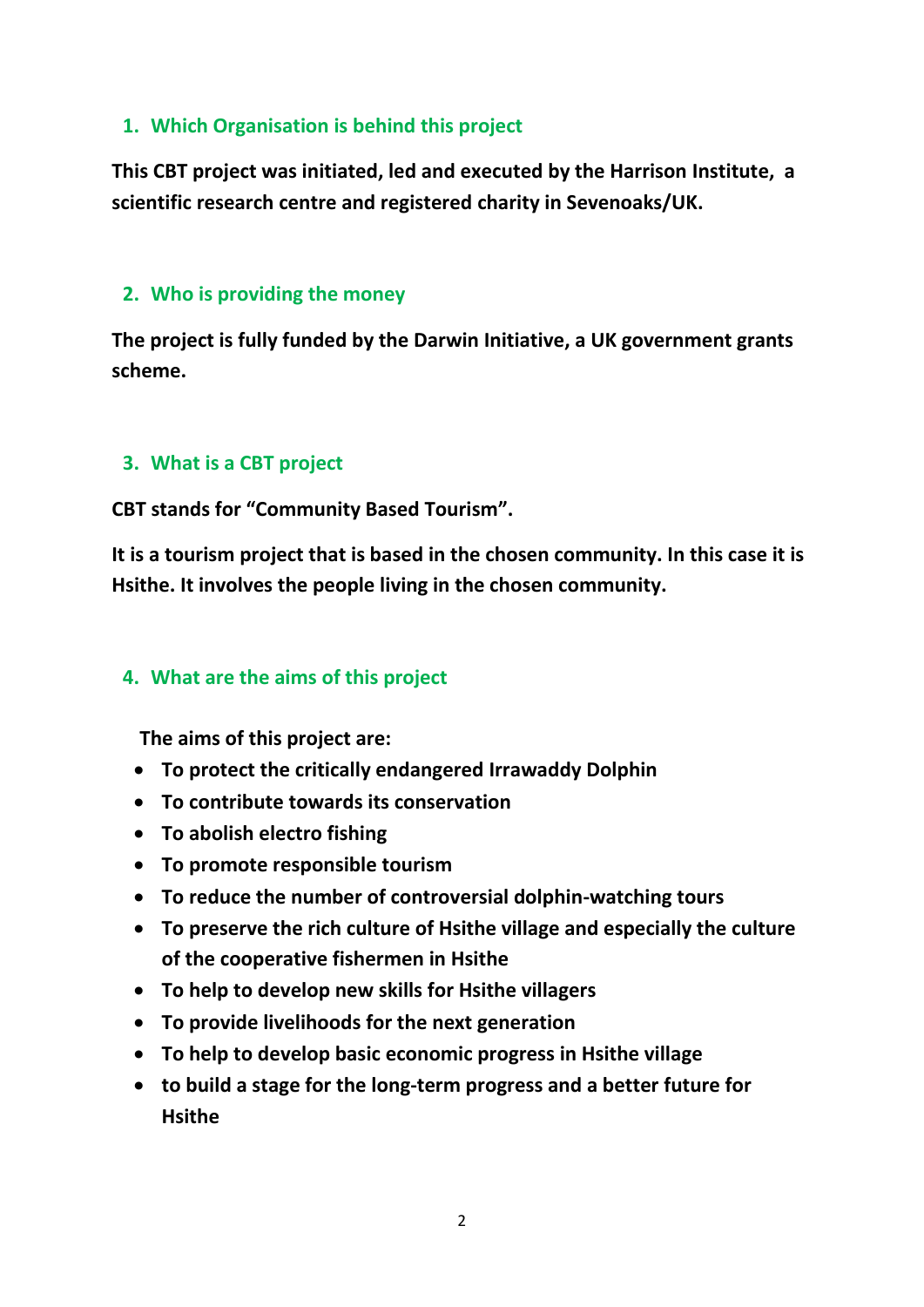## 1. Which Organisation is behind this project

**This CBT project was initiated, led and executed by the Harrison Institute, a scientific research centre and registered charity in Sevenoaks/UK.**

## 2. Who is providing the money

**The project is fully funded by the Darwin Initiative, a UK government grants scheme.**

## 3. What is a CBT project

**CBT stands for "Community Based Tourism".**

**It is a tourism project that is based in the chosen community. In this case it is Hsithe. It involves the people living in the chosen community.**

## 4. What are the aims of this project

**The aims of this project are:**

- **To protect the critically endangered Irrawaddy Dolphin**
- **To contribute towards its conservation**
- **To abolish electro fishing**
- **To promote responsible tourism**
- **To reduce the number of controversial dolphin-watching tours**
- **To preserve the rich culture of Hsithe village and especially the culture of the cooperative fishermen in Hsithe**
- **To help to develop new skills for Hsithe villagers**
- **To provide livelihoods for the next generation**
- **To help to develop basic economic progress in Hsithe village**
- **to build a stage for the long-term progress and a better future for Hsithe**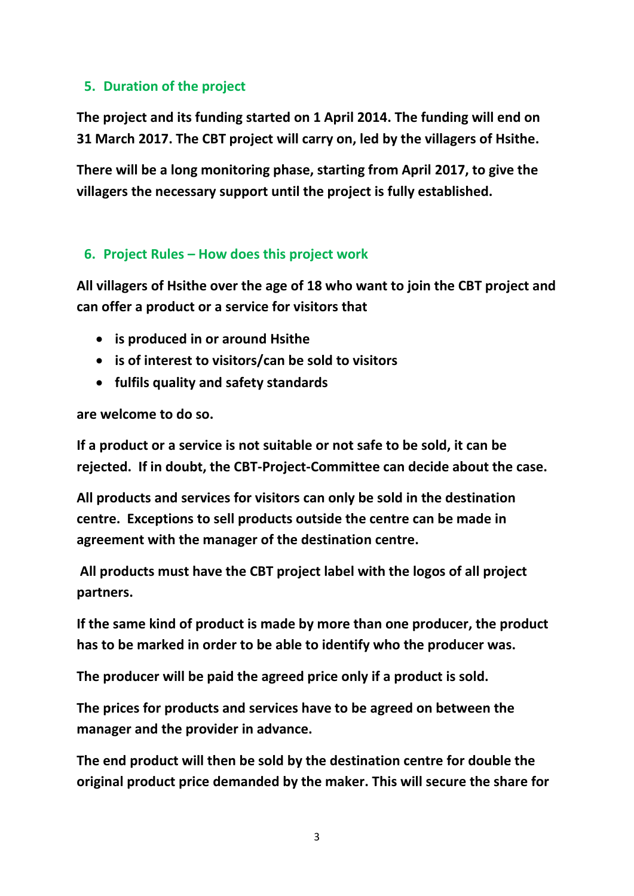## 5. Duration of the project

**The project and its funding started on 1 April 2014. The funding will end on 31 March 2017. The CBT project will carry on, led by the villagers of Hsithe.**

**There will be a long monitoring phase, starting from April 2017, to give the villagers the necessary support until the project is fully established.**

## 6. Project Rules – How does this project work

**All villagers of Hsithe over the age of 18 who want to join the CBT project and can offer a product or a service for visitors that**

- **is produced in or around Hsithe**
- **is of interest to visitors/can be sold to visitors**
- **fulfils quality and safety standards**

**are welcome to do so.**

**If a product or a service is not suitable or not safe to be sold, it can be rejected. If in doubt, the CBT-Project-Committee can decide about the case.**

**All products and services for visitors can only be sold in the destination centre. Exceptions to sell products outside the centre can be made in agreement with the manager of the destination centre.**

**All products must have the CBT project label with the logos of all project partners.**

**If the same kind of product is made by more than one producer, the product has to be marked in order to be able to identify who the producer was.**

**The producer will be paid the agreed price only if a product is sold.**

**The prices for products and services have to be agreed on between the manager and the provider in advance.**

**The end product will then be sold by the destination centre for double the original product price demanded by the maker. This will secure the share for**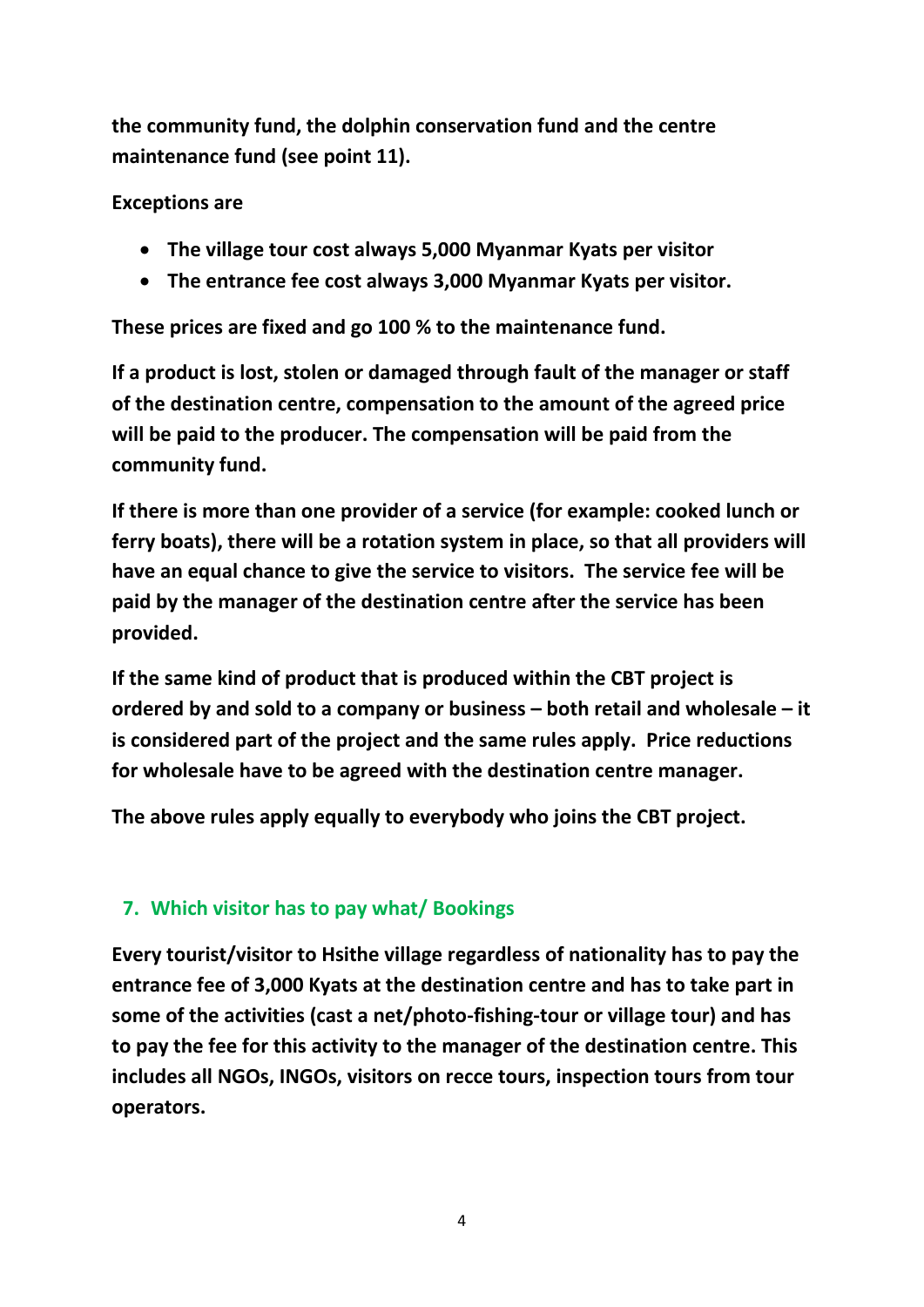**the community fund, the dolphin conservation fund and the centre maintenance fund (see point 11).**

**Exceptions are**

- **The village tour cost always 5,000 Myanmar Kyats per visitor**
- **The entrance fee cost always 3,000 Myanmar Kyats per visitor.**

**These prices are fixed and go 100 % to the maintenance fund.**

**If a product is lost, stolen or damaged through fault of the manager or staff of the destination centre, compensation to the amount of the agreed price will be paid to the producer. The compensation will be paid from the community fund.**

**If there is more than one provider of a service (for example: cooked lunch or ferry boats), there will be a rotation system in place, so that all providers will have an equal chance to give the service to visitors. The service fee will be paid by the manager of the destination centre after the service has been provided.**

**If the same kind of product that is produced within the CBT project is ordered by and sold to a company or business – both retail and wholesale – it is considered part of the project and the same rules apply. Price reductions for wholesale have to be agreed with the destination centre manager.**

**The above rules apply equally to everybody who joins the CBT project.**

## 7. Which visitor has to pay what/ Bookings

**Every tourist/visitor to Hsithe village regardless of nationality has to pay the entrance fee of 3,000 Kyats at the destination centre and has to take part in some of the activities (cast a net/photo-fishing-tour or village tour) and has to pay the fee for this activity to the manager of the destination centre. This includes all NGOs, INGOs, visitors on recce tours, inspection tours from tour operators.**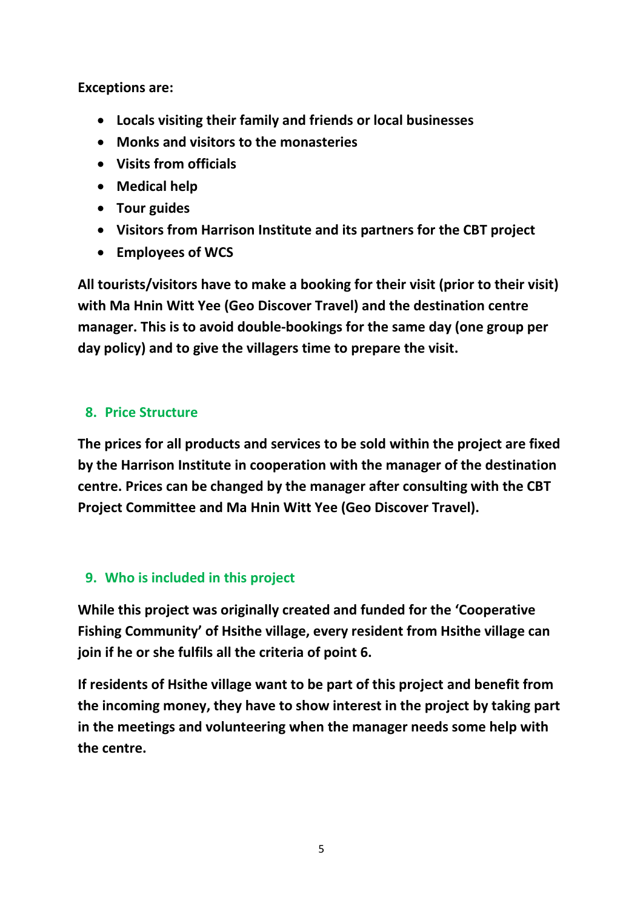**Exceptions are:**

- **Locals visiting their family and friends or local businesses**
- **Monks and visitors to the monasteries**
- **Visits from officials**
- **Medical help**
- **Tour guides**
- **Visitors from Harrison Institute and its partners for the CBT project**
- **Employees of WCS**

**All tourists/visitors have to make a booking for their visit (prior to their visit) with Ma Hnin Witt Yee (Geo Discover Travel) and the destination centre manager. This is to avoid double-bookings for the same day (one group per day policy) and to give the villagers time to prepare the visit.**

## 8. Price Structure

**The prices for all products and services to be sold within the project are fixed by the Harrison Institute in cooperation with the manager of the destination centre. Prices can be changed by the manager after consulting with the CBT Project Committee and Ma Hnin Witt Yee (Geo Discover Travel).**

## 9. Who is included in this project

**While this project was originally created and funded for the 'Cooperative Fishing Community' of Hsithe village, every resident from Hsithe village can join if he or she fulfils all the criteria of point 6.**

**If residents of Hsithe village want to be part of this project and benefit from the incoming money, they have to show interest in the project by taking part in the meetings and volunteering when the manager needs some help with the centre.**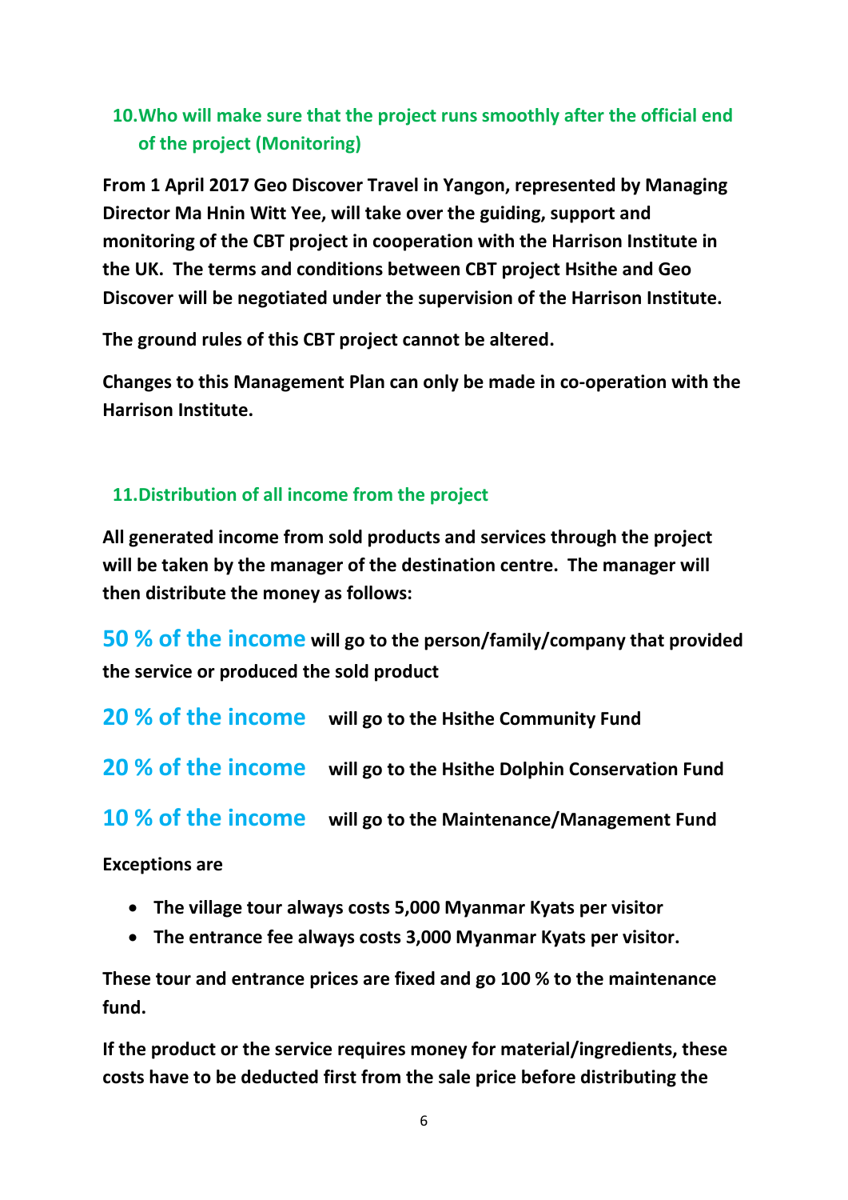## 10. Who will make sure that the project runs smoothly after the official end of the project (Monitoring)

**From 1 April 2017 Geo Discover Travel in Yangon, represented by Managing Director Ma Hnin Witt Yee, will take over the guiding, support and monitoring of the CBT project in cooperation with the Harrison Institute in the UK. The terms and conditions between CBT project Hsithe and Geo Discover will be negotiated under the supervision of the Harrison Institute.**

**The ground rules of this CBT project cannot be altered.**

**Changes to this Management Plan can only be made in co-operation with the Harrison Institute.**

## 11. Distribution of all income from the project

**All generated income from sold products and services through the project will be taken by the manager of the destination centre. The manager will then distribute the money as follows:**

**50 % of the income** **will go to the person/family/company that provided the service or produced the sold product**

**20 % of the income** **will go to the Hsithe Community Fund**

**20 % of the income** **will go to the Hsithe Dolphin Conservation Fund**

**10 % of the income** **will go to the Maintenance/Management Fund**

**Exceptions are**

- **The village tour always costs 5,000 Myanmar Kyats per visitor**
- **The entrance fee always costs 3,000 Myanmar Kyats per visitor.**

**These tour and entrance prices are fixed and go 100 % to the maintenance fund.**

**If the product or the service requires money for material/ingredients, these costs have to be deducted first from the sale price before distributing the**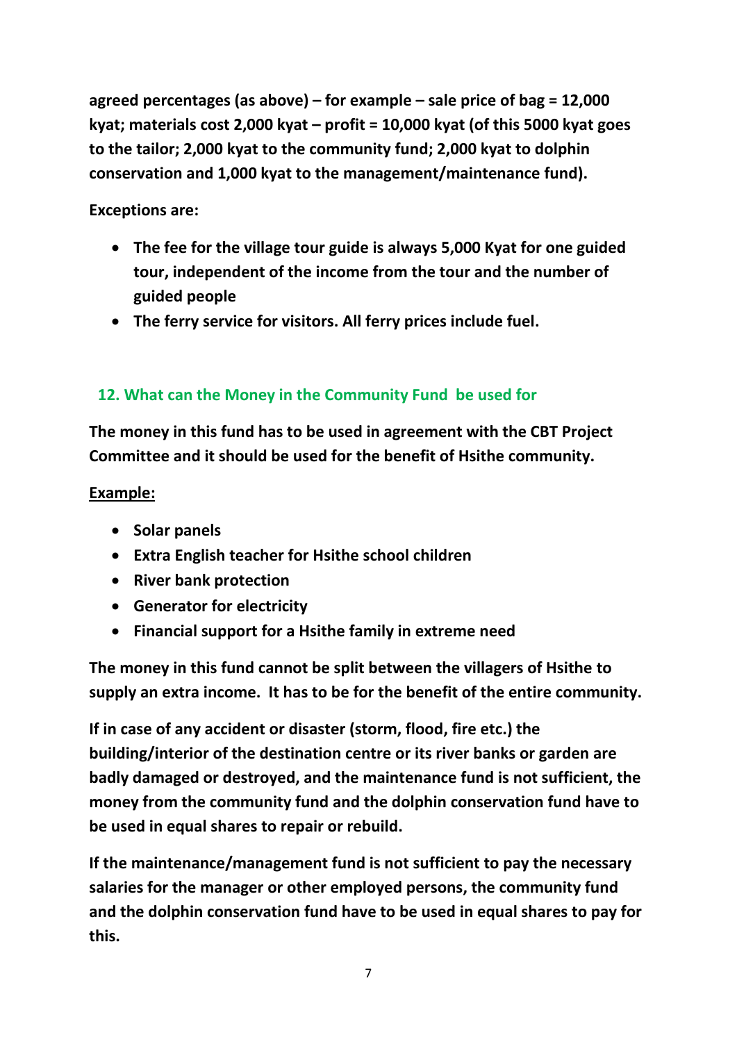**agreed percentages (as above) – for example – sale price of bag = 12,000 kyat; materials cost 2,000 kyat – profit = 10,000 kyat (of this 5000 kyat goes to the tailor; 2,000 kyat to the community fund; 2,000 kyat to dolphin conservation and 1,000 kyat to the management/maintenance fund).**

**Exceptions are:**

- **The fee for the village tour guide is always 5,000 Kyat for one guided tour, independent of the income from the tour and the number of guided people**
- **The ferry service for visitors. All ferry prices include fuel.**

## 12. What can the Money in the Community Fund be used for

**The money in this fund has to be used in agreement with the CBT Project Committee and it should be used for the benefit of Hsithe community.**

**<u>Example:</u>**

- **Solar panels**
- **Extra English teacher for Hsithe school children**
- **River bank protection**
- **Generator for electricity**
- **Financial support for a Hsithe family in extreme need**

**The money in this fund cannot be split between the villagers of Hsithe to supply an extra income. It has to be for the benefit of the entire community.**

**If in case of any accident or disaster (storm, flood, fire etc.) the building/interior of the destination centre or its river banks or garden are badly damaged or destroyed, and the maintenance fund is not sufficient, the money from the community fund and the dolphin conservation fund have to be used in equal shares to repair or rebuild.**

**If the maintenance/management fund is not sufficient to pay the necessary salaries for the manager or other employed persons, the community fund and the dolphin conservation fund have to be used in equal shares to pay for this.**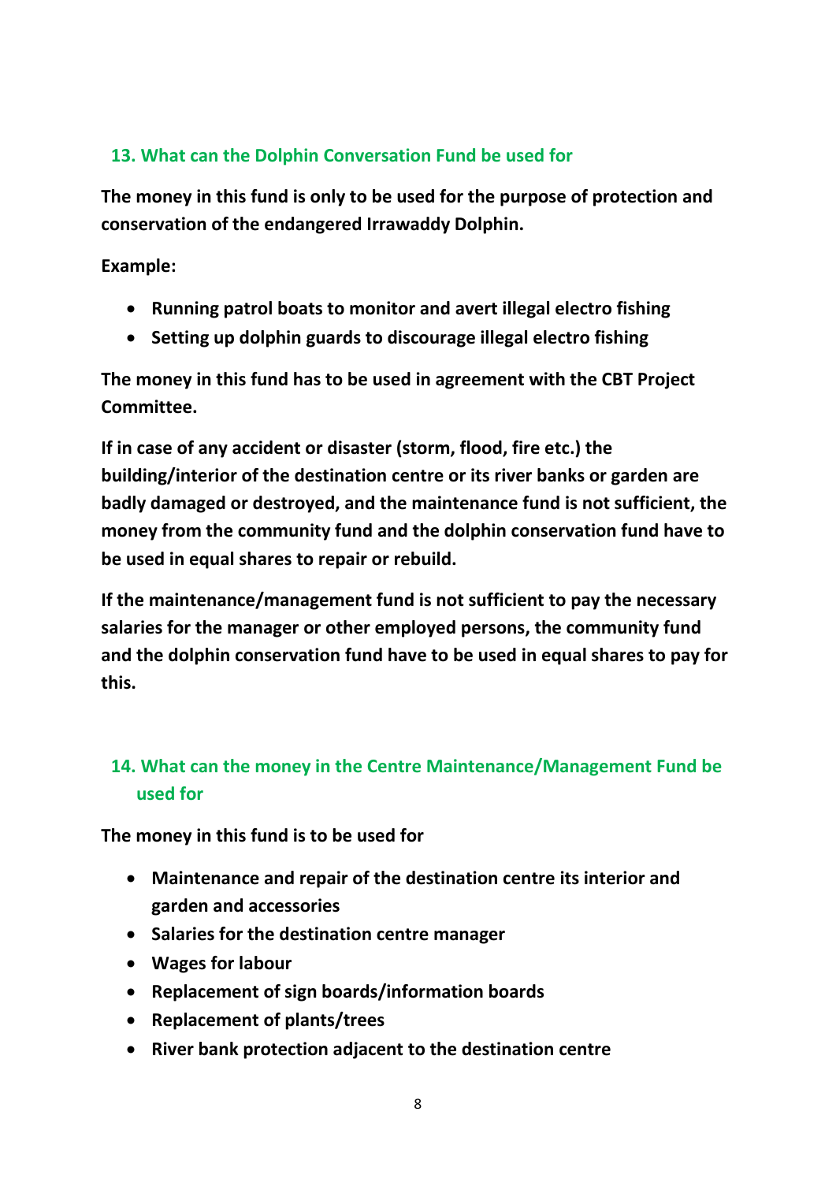## 13. What can the Dolphin Conversation Fund be used for

**The money in this fund is only to be used for the purpose of protection and conservation of the endangered Irrawaddy Dolphin.**

**Example:**

- **Running patrol boats to monitor and avert illegal electro fishing**
- **Setting up dolphin guards to discourage illegal electro fishing**

**The money in this fund has to be used in agreement with the CBT Project Committee.**

**If in case of any accident or disaster (storm, flood, fire etc.) the building/interior of the destination centre or its river banks or garden are badly damaged or destroyed, and the maintenance fund is not sufficient, the money from the community fund and the dolphin conservation fund have to be used in equal shares to repair or rebuild.**

**If the maintenance/management fund is not sufficient to pay the necessary salaries for the manager or other employed persons, the community fund and the dolphin conservation fund have to be used in equal shares to pay for this.**

## 14. What can the money in the Centre Maintenance/Management Fund be used for

**The money in this fund is to be used for**

- **Maintenance and repair of the destination centre its interior and garden and accessories**
- **Salaries for the destination centre manager**
- **Wages for labour**
- **Replacement of sign boards/information boards**
- **Replacement of plants/trees**
- **River bank protection adjacent to the destination centre**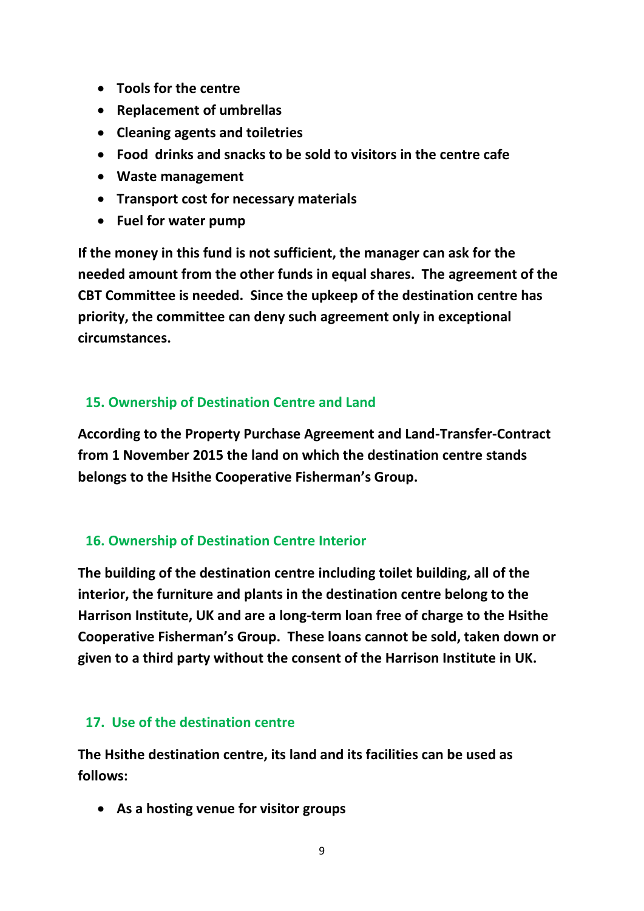- **Tools for the centre**
- **Replacement of umbrellas**
- **Cleaning agents and toiletries**
- **Food  drinks and snacks to be sold to visitors in the centre cafe**
- **Waste management**
- **Transport cost for necessary materials**
- **Fuel for water pump**

**If the money in this fund is not sufficient, the manager can ask for the needed amount from the other funds in equal shares.  The agreement of the CBT Committee is needed.  Since the upkeep of the destination centre has priority, the committee can deny such agreement only in exceptional circumstances.**

## 15. Ownership of Destination Centre and Land

**According to the Property Purchase Agreement and Land-Transfer-Contract from 1 November 2015 the land on which the destination centre stands belongs to the Hsithe Cooperative Fisherman's Group.**

## 16. Ownership of Destination Centre Interior

**The building of the destination centre including toilet building, all of the interior, the furniture and plants in the destination centre belong to the Harrison Institute, UK and are a long-term loan free of charge to the Hsithe Cooperative Fisherman's Group.  These loans cannot be sold, taken down or given to a third party without the consent of the Harrison Institute in UK.**

## 17.  Use of the destination centre

**The Hsithe destination centre, its land and its facilities can be used as follows:**

- **As a hosting venue for visitor groups**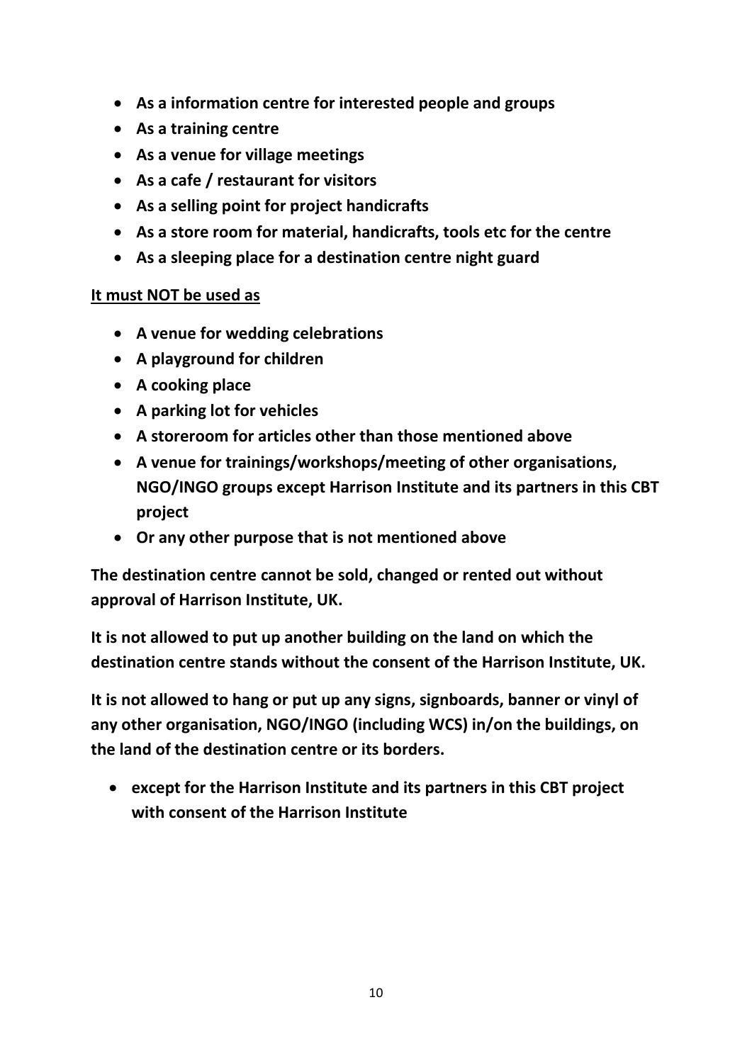- **As a information centre for interested people and groups**
- **As a training centre**
- **As a venue for village meetings**
- **As a cafe / restaurant for visitors**
- **As a selling point for project handicrafts**
- **As a store room for material, handicrafts, tools etc for the centre**
- **As a sleeping place for a destination centre night guard**

**It must NOT be used as**

- **A venue for wedding celebrations**
- **A playground for children**
- **A cooking place**
- **A parking lot for vehicles**
- **A storeroom for articles other than those mentioned above**
- **A venue for trainings/workshops/meeting of other organisations, NGO/INGO groups except Harrison Institute and its partners in this CBT project**
- **Or any other purpose that is not mentioned above**

**The destination centre cannot be sold, changed or rented out without approval of Harrison Institute, UK.**

**It is not allowed to put up another building on the land on which the destination centre stands without the consent of the Harrison Institute, UK.**

**It is not allowed to hang or put up any signs, signboards, banner or vinyl of any other organisation, NGO/INGO (including WCS) in/on the buildings, on the land of the destination centre or its borders.**

- **except for the Harrison Institute and its partners in this CBT project with consent of the Harrison Institute**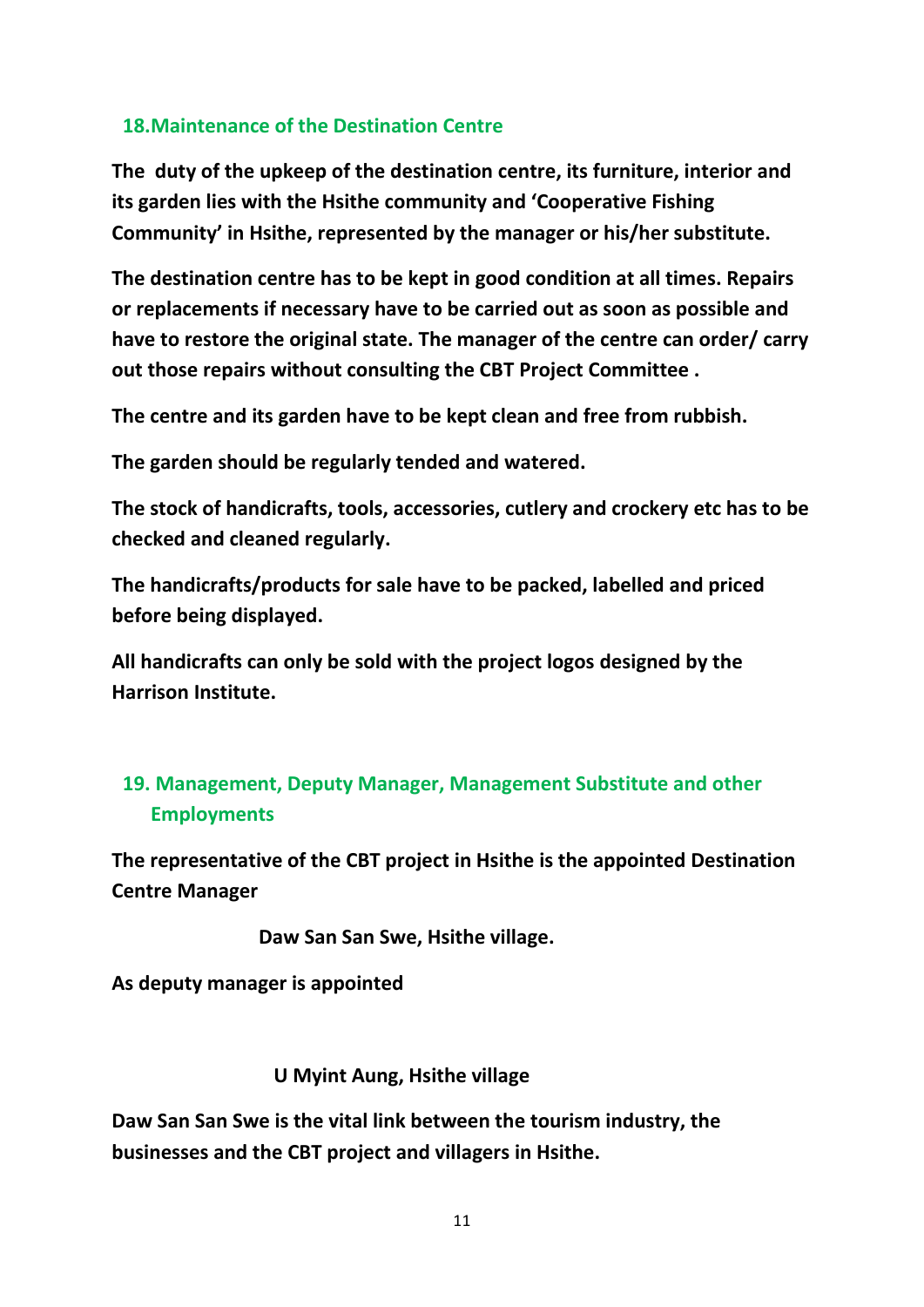## 18. Maintenance of the Destination Centre

**The duty of the upkeep of the destination centre, its furniture, interior and its garden lies with the Hsithe community and 'Cooperative Fishing Community' in Hsithe, represented by the manager or his/her substitute.**

**The destination centre has to be kept in good condition at all times. Repairs or replacements if necessary have to be carried out as soon as possible and have to restore the original state. The manager of the centre can order/ carry out those repairs without consulting the CBT Project Committee .**

**The centre and its garden have to be kept clean and free from rubbish.**

**The garden should be regularly tended and watered.**

**The stock of handicrafts, tools, accessories, cutlery and crockery etc has to be checked and cleaned regularly.**

**The handicrafts/products for sale have to be packed, labelled and priced before being displayed.**

**All handicrafts can only be sold with the project logos designed by the Harrison Institute.**

## 19. Management, Deputy Manager, Management Substitute and other Employments

**The representative of the CBT project in Hsithe is the appointed Destination Centre Manager**

**Daw San San Swe, Hsithe village.**

**As deputy manager is appointed**

**U Myint Aung, Hsithe village**

**Daw San San Swe is the vital link between the tourism industry, the businesses and the CBT project and villagers in Hsithe.**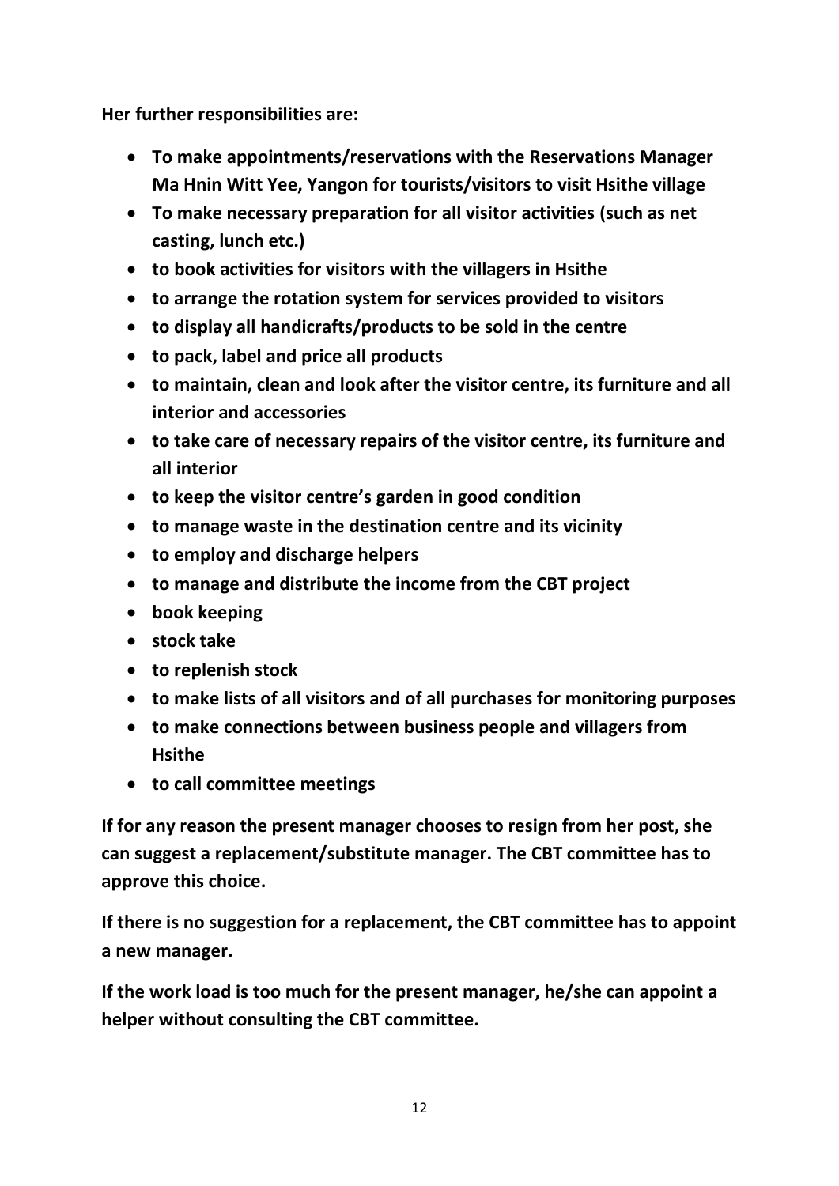**Her further responsibilities are:**

- **To make appointments/reservations with the Reservations Manager Ma Hnin Witt Yee, Yangon for tourists/visitors to visit Hsithe village**
- **To make necessary preparation for all visitor activities (such as net casting, lunch etc.)**
- **to book activities for visitors with the villagers in Hsithe**
- **to arrange the rotation system for services provided to visitors**
- **to display all handicrafts/products to be sold in the centre**
- **to pack, label and price all products**
- **to maintain, clean and look after the visitor centre, its furniture and all interior and accessories**
- **to take care of necessary repairs of the visitor centre, its furniture and all interior**
- **to keep the visitor centre's garden in good condition**
- **to manage waste in the destination centre and its vicinity**
- **to employ and discharge helpers**
- **to manage and distribute the income from the CBT project**
- **book keeping**
- **stock take**
- **to replenish stock**
- **to make lists of all visitors and of all purchases for monitoring purposes**
- **to make connections between business people and villagers from Hsithe**
- **to call committee meetings**

**If for any reason the present manager chooses to resign from her post, she can suggest a replacement/substitute manager. The CBT committee has to approve this choice.**

**If there is no suggestion for a replacement, the CBT committee has to appoint a new manager.**

**If the work load is too much for the present manager, he/she can appoint a helper without consulting the CBT committee.**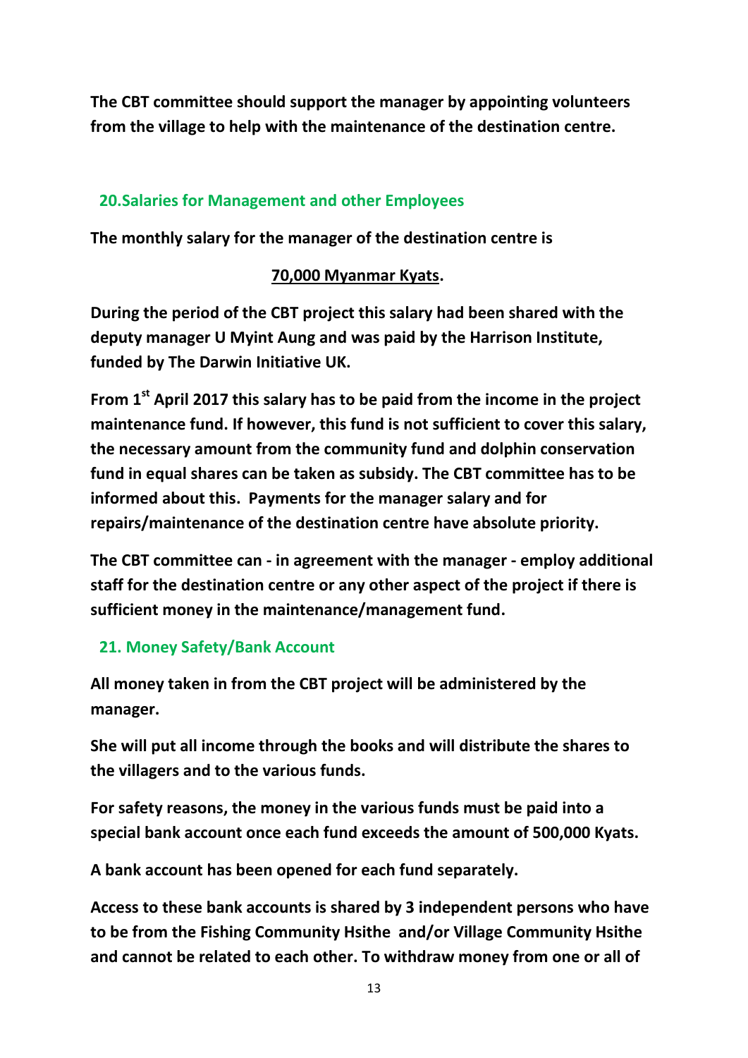**The CBT committee should support the manager by appointing volunteers from the village to help with the maintenance of the destination centre.**

## 20.Salaries for Management and other Employees

**The monthly salary for the manager of the destination centre is**

**<u>70,000 Myanmar Kyats</u>.**

**During the period of the CBT project this salary had been shared with the deputy manager U Myint Aung and was paid by the Harrison Institute, funded by The Darwin Initiative UK.**

**From 1st April 2017 this salary has to be paid from the income in the project maintenance fund. If however, this fund is not sufficient to cover this salary, the necessary amount from the community fund and dolphin conservation fund in equal shares can be taken as subsidy. The CBT committee has to be informed about this. Payments for the manager salary and for repairs/maintenance of the destination centre have absolute priority.**

**The CBT committee can - in agreement with the manager - employ additional staff for the destination centre or any other aspect of the project if there is sufficient money in the maintenance/management fund.**

## 21. Money Safety/Bank Account

**All money taken in from the CBT project will be administered by the manager.**

**She will put all income through the books and will distribute the shares to the villagers and to the various funds.**

**For safety reasons, the money in the various funds must be paid into a special bank account once each fund exceeds the amount of 500,000 Kyats.**

**A bank account has been opened for each fund separately.**

**Access to these bank accounts is shared by 3 independent persons who have to be from the Fishing Community Hsithe and/or Village Community Hsithe and cannot be related to each other. To withdraw money from one or all of**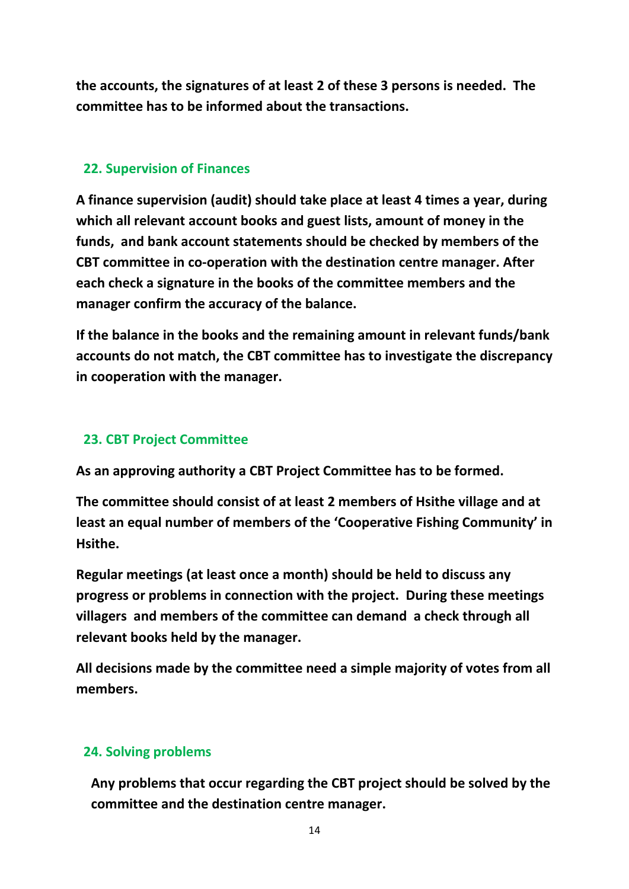**the accounts, the signatures of at least 2 of these 3 persons is needed. The committee has to be informed about the transactions.**

## 22. Supervision of Finances

**A finance supervision (audit) should take place at least 4 times a year, during which all relevant account books and guest lists, amount of money in the funds, and bank account statements should be checked by members of the CBT committee in co-operation with the destination centre manager. After each check a signature in the books of the committee members and the manager confirm the accuracy of the balance.**

**If the balance in the books and the remaining amount in relevant funds/bank accounts do not match, the CBT committee has to investigate the discrepancy in cooperation with the manager.**

## 23. CBT Project Committee

**As an approving authority a CBT Project Committee has to be formed.**

**The committee should consist of at least 2 members of Hsithe village and at least an equal number of members of the 'Cooperative Fishing Community' in Hsithe.**

**Regular meetings (at least once a month) should be held to discuss any progress or problems in connection with the project. During these meetings villagers and members of the committee can demand a check through all relevant books held by the manager.**

**All decisions made by the committee need a simple majority of votes from all members.**

## 24. Solving problems

**Any problems that occur regarding the CBT project should be solved by the committee and the destination centre manager.**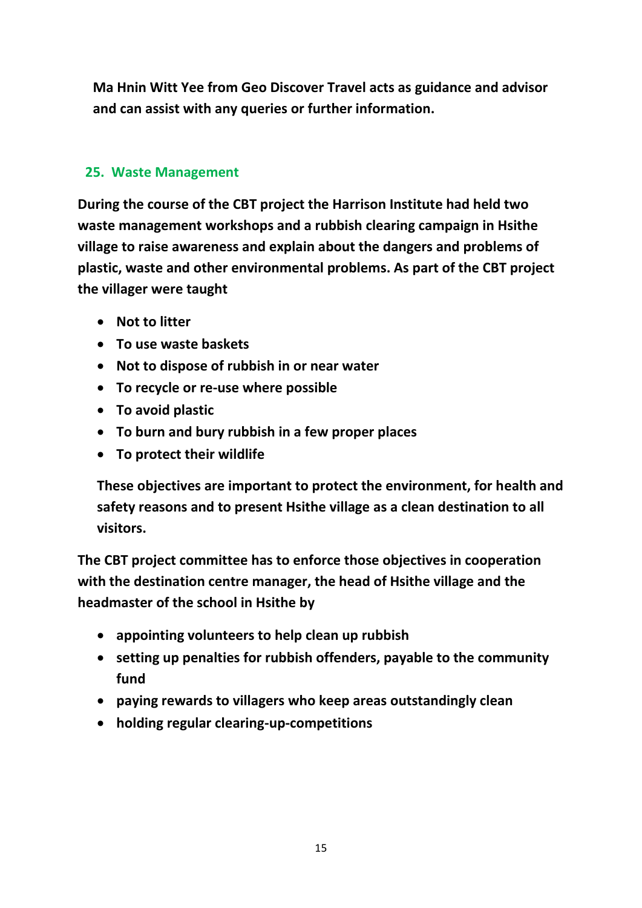**Ma Hnin Witt Yee from Geo Discover Travel acts as guidance and advisor and can assist with any queries or further information.**

## 25. Waste Management

**During the course of the CBT project the Harrison Institute had held two waste management workshops and a rubbish clearing campaign in Hsithe village to raise awareness and explain about the dangers and problems of plastic, waste and other environmental problems. As part of the CBT project the villager were taught**

- **Not to litter**
- **To use waste baskets**
- **Not to dispose of rubbish in or near water**
- **To recycle or re-use where possible**
- **To avoid plastic**
- **To burn and bury rubbish in a few proper places**
- **To protect their wildlife**

**These objectives are important to protect the environment, for health and safety reasons and to present Hsithe village as a clean destination to all visitors.**

**The CBT project committee has to enforce those objectives in cooperation with the destination centre manager, the head of Hsithe village and the headmaster of the school in Hsithe by**

- **appointing volunteers to help clean up rubbish**
- **setting up penalties for rubbish offenders, payable to the community fund**
- **paying rewards to villagers who keep areas outstandingly clean**
- **holding regular clearing-up-competitions**